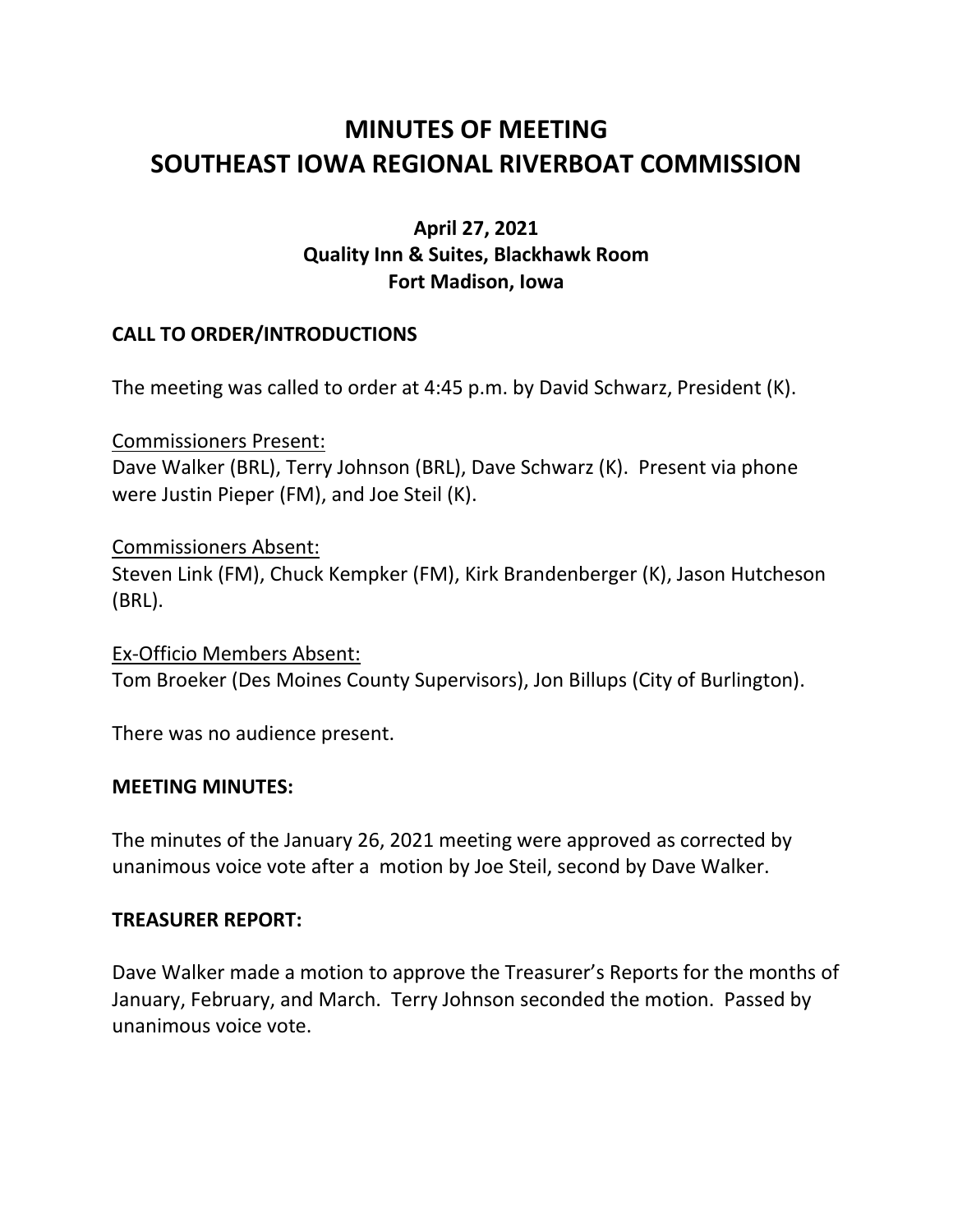# MINUTES OF MEETING
# SOUTHEAST IOWA REGIONAL RIVERBOAT COMMISSION

### April 27, 2021
### Quality Inn & Suites, Blackhawk Room
### Fort Madison, Iowa

## CALL TO ORDER/INTRODUCTIONS

The meeting was called to order at 4:45 p.m. by David Schwarz, President (K).

Commissioners Present:
Dave Walker (BRL), Terry Johnson (BRL), Dave Schwarz (K). Present via phone were Justin Pieper (FM), and Joe Steil (K).

Commissioners Absent:
Steven Link (FM), Chuck Kempker (FM), Kirk Brandenberger (K), Jason Hutcheson (BRL).

Ex-Officio Members Absent:
Tom Broeker (Des Moines County Supervisors), Jon Billups (City of Burlington).

There was no audience present.

## MEETING MINUTES:

The minutes of the January 26, 2021 meeting were approved as corrected by unanimous voice vote after a motion by Joe Steil, second by Dave Walker.

## TREASURER REPORT:

Dave Walker made a motion to approve the Treasurer's Reports for the months of January, February, and March. Terry Johnson seconded the motion. Passed by unanimous voice vote.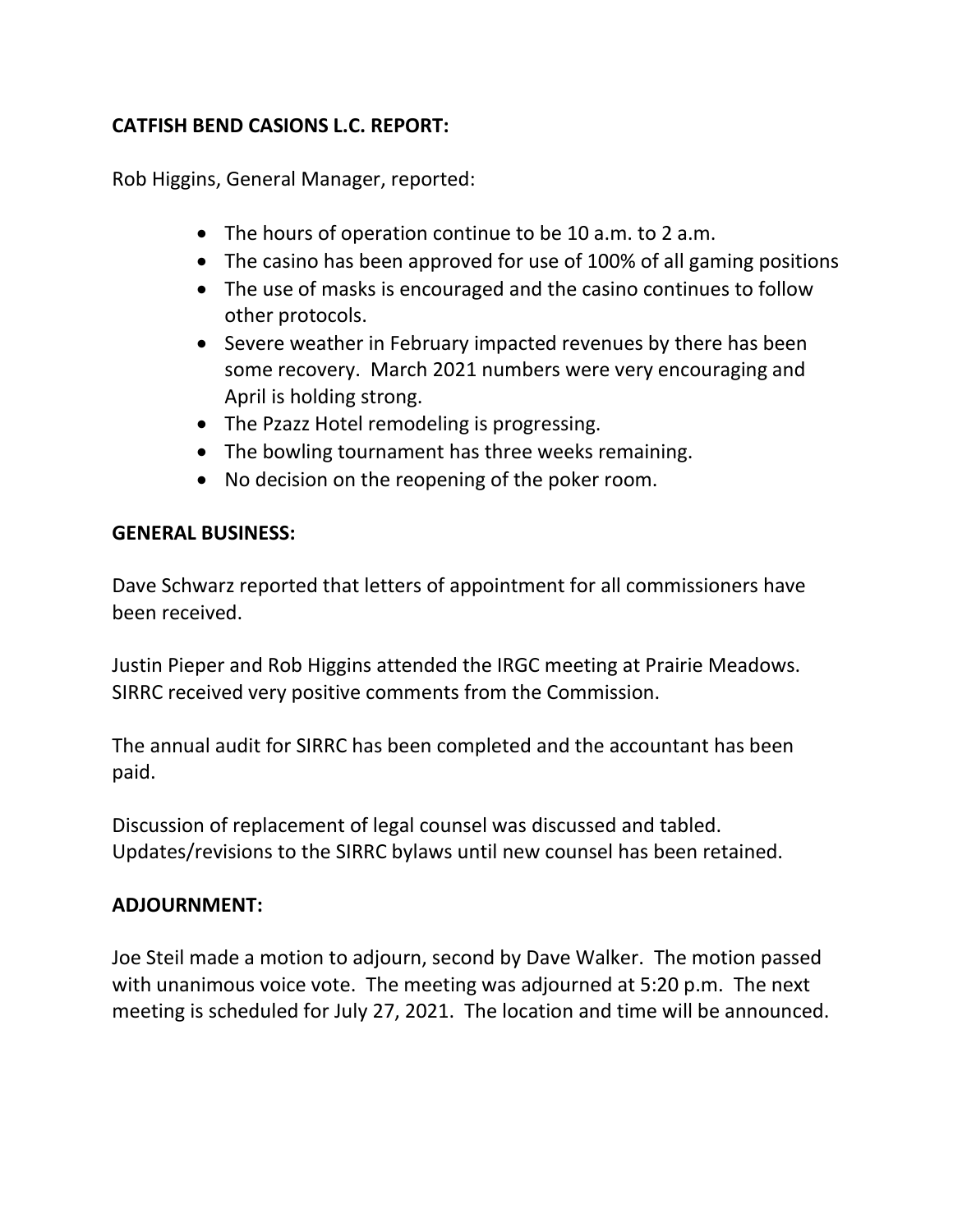**CATFISH BEND CASIONS L.C. REPORT:**

Rob Higgins, General Manager, reported:

- The hours of operation continue to be 10 a.m. to 2 a.m.
- The casino has been approved for use of 100% of all gaming positions
- The use of masks is encouraged and the casino continues to follow other protocols.
- Severe weather in February impacted revenues by there has been some recovery. March 2021 numbers were very encouraging and April is holding strong.
- The Pzazz Hotel remodeling is progressing.
- The bowling tournament has three weeks remaining.
- No decision on the reopening of the poker room.

**GENERAL BUSINESS:**

Dave Schwarz reported that letters of appointment for all commissioners have been received.

Justin Pieper and Rob Higgins attended the IRGC meeting at Prairie Meadows. SIRRC received very positive comments from the Commission.

The annual audit for SIRRC has been completed and the accountant has been paid.

Discussion of replacement of legal counsel was discussed and tabled. Updates/revisions to the SIRRC bylaws until new counsel has been retained.

**ADJOURNMENT:**

Joe Steil made a motion to adjourn, second by Dave Walker. The motion passed with unanimous voice vote. The meeting was adjourned at 5:20 p.m. The next meeting is scheduled for July 27, 2021. The location and time will be announced.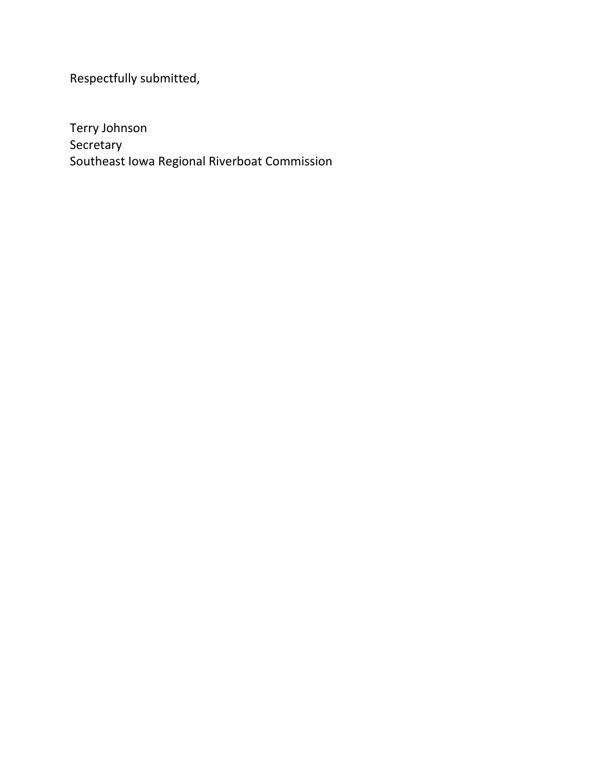Respectfully submitted,

Terry Johnson
Secretary
Southeast Iowa Regional Riverboat Commission